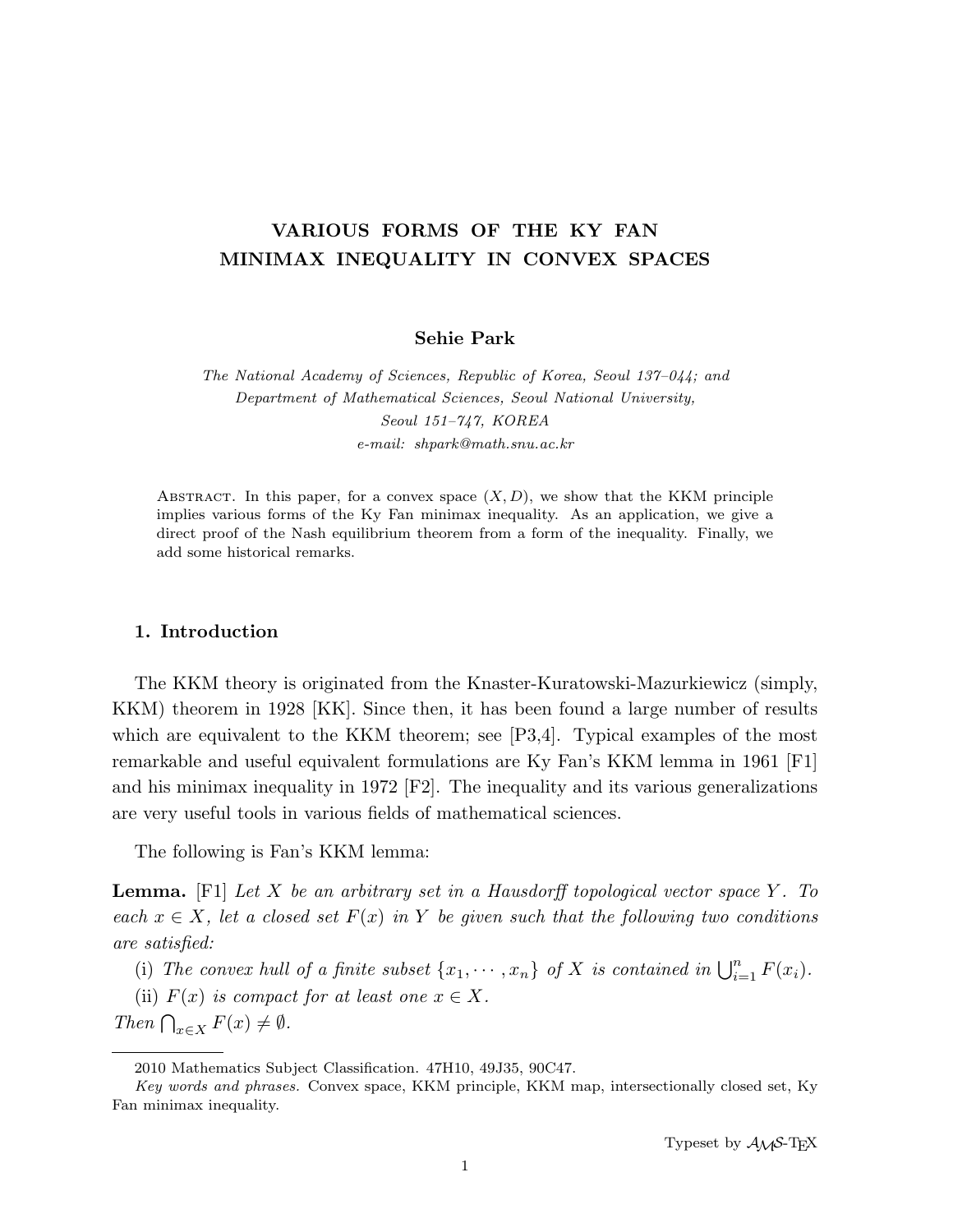# VARIOUS FORMS OF THE KY FAN MINIMAX INEQUALITY IN CONVEX SPACES

**Sehie Park**

*The National Academy of Sciences, Republic of Korea, Seoul 137–044; and Department of Mathematical Sciences, Seoul National University, Seoul 151–747, KOREA*
*e-mail: shpark@math.snu.ac.kr*

Abstract. In this paper, for a convex space $(X, D)$, we show that the KKM principle implies various forms of the Ky Fan minimax inequality. As an application, we give a direct proof of the Nash equilibrium theorem from a form of the inequality. Finally, we add some historical remarks.

## 1. Introduction

The KKM theory is originated from the Knaster-Kuratowski-Mazurkiewicz (simply, KKM) theorem in 1928 [KK]. Since then, it has been found a large number of results which are equivalent to the KKM theorem; see [P3,4]. Typical examples of the most remarkable and useful equivalent formulations are Ky Fan's KKM lemma in 1961 [F1] and his minimax inequality in 1972 [F2]. The inequality and its various generalizations are very useful tools in various fields of mathematical sciences.

The following is Fan's KKM lemma:

**Lemma.** [F1] *Let $X$ be an arbitrary set in a Hausdorff topological vector space $Y$. To each $x \in X$, let a closed set $F(x)$ in $Y$ be given such that the following two conditions are satisfied:*

(i) *The convex hull of a finite subset $\{x_1, \cdots, x_n\}$ of $X$ is contained in $\bigcup_{i=1}^{n} F(x_i)$.*

(ii) *$F(x)$ is compact for at least one $x \in X$.*

*Then $\bigcap_{x \in X} F(x) \neq \emptyset$.*

2010 Mathematics Subject Classification. 47H10, 49J35, 90C47.

*Key words and phrases.* Convex space, KKM principle, KKM map, intersectionally closed set, Ky Fan minimax inequality.

Typeset by $\mathcal{A}\mathcal{M}\mathcal{S}$-TEX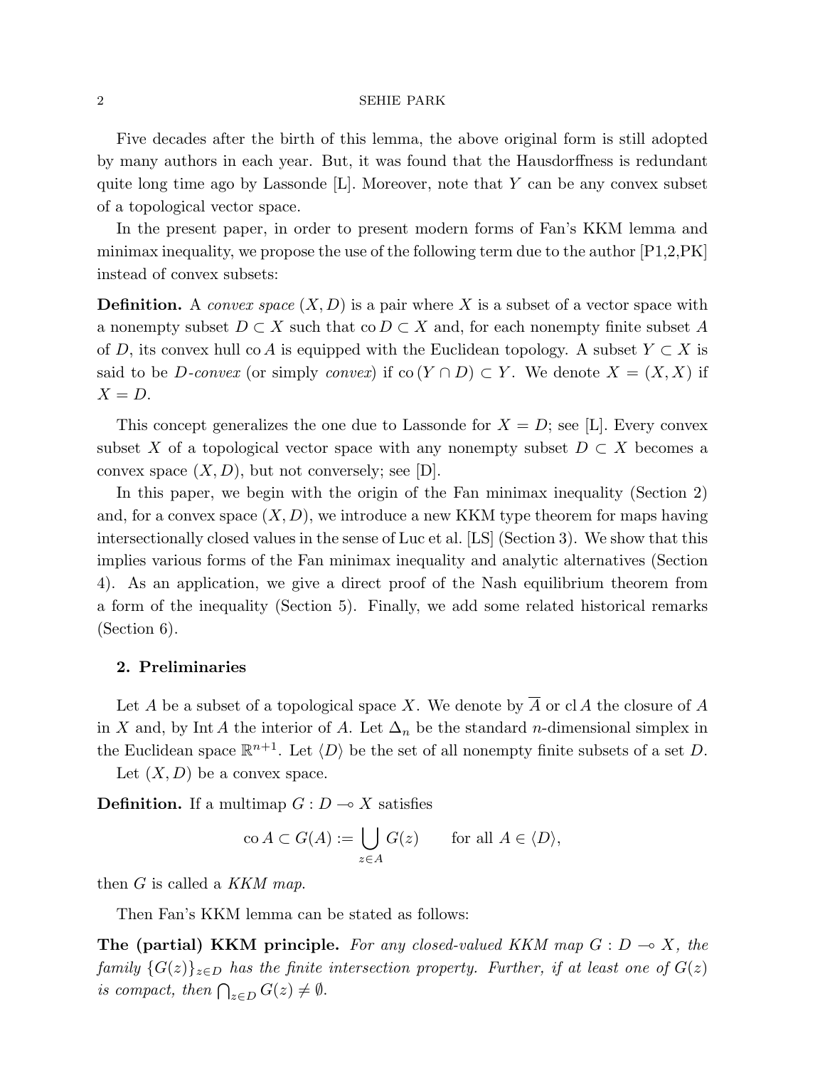Five decades after the birth of this lemma, the above original form is still adopted by many authors in each year. But, it was found that the Hausdorffness is redundant quite long time ago by Lassonde [L]. Moreover, note that $Y$ can be any convex subset of a topological vector space.

In the present paper, in order to present modern forms of Fan's KKM lemma and minimax inequality, we propose the use of the following term due to the author [P1,2,PK] instead of convex subsets:

**Definition.** A *convex space* $(X, D)$ is a pair where $X$ is a subset of a vector space with a nonempty subset $D \subset X$ such that $\operatorname{co} D \subset X$ and, for each nonempty finite subset $A$ of $D$, its convex hull $\operatorname{co} A$ is equipped with the Euclidean topology. A subset $Y \subset X$ is said to be $D$-*convex* (or simply *convex*) if $\operatorname{co}(Y \cap D) \subset Y$. We denote $X = (X, X)$ if $X = D$.

This concept generalizes the one due to Lassonde for $X = D$; see [L]. Every convex subset $X$ of a topological vector space with any nonempty subset $D \subset X$ becomes a convex space $(X, D)$, but not conversely; see [D].

In this paper, we begin with the origin of the Fan minimax inequality (Section 2) and, for a convex space $(X, D)$, we introduce a new KKM type theorem for maps having intersectionally closed values in the sense of Luc et al. [LS] (Section 3). We show that this implies various forms of the Fan minimax inequality and analytic alternatives (Section 4). As an application, we give a direct proof of the Nash equilibrium theorem from a form of the inequality (Section 5). Finally, we add some related historical remarks (Section 6).

## 2. Preliminaries

Let $A$ be a subset of a topological space $X$. We denote by $\overline{A}$ or $\operatorname{cl} A$ the closure of $A$ in $X$ and, by $\operatorname{Int} A$ the interior of $A$. Let $\Delta_n$ be the standard $n$-dimensional simplex in the Euclidean space $\mathbb{R}^{n+1}$. Let $\langle D \rangle$ be the set of all nonempty finite subsets of a set $D$.

Let $(X, D)$ be a convex space.

**Definition.** If a multimap $G : D \multimap X$ satisfies

$$\operatorname{co} A \subset G(A) := \bigcup_{z \in A} G(z) \qquad \text{for all } A \in \langle D \rangle,$$

then $G$ is called a *KKM map*.

Then Fan's KKM lemma can be stated as follows:

**The (partial) KKM principle.** *For any closed-valued KKM map $G : D \multimap X$, the family $\{G(z)\}_{z \in D}$ has the finite intersection property. Further, if at least one of $G(z)$ is compact, then $\bigcap_{z \in D} G(z) \neq \emptyset$.*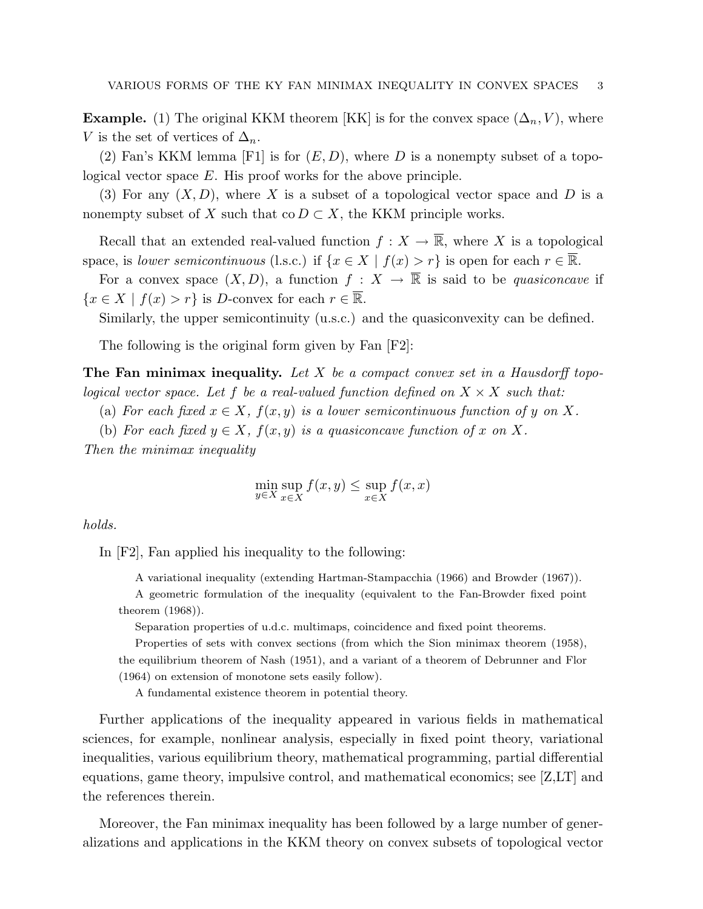**Example.** (1) The original KKM theorem [KK] is for the convex space $(\Delta_n, V)$, where $V$ is the set of vertices of $\Delta_n$.

(2) Fan's KKM lemma [F1] is for $(E, D)$, where $D$ is a nonempty subset of a topological vector space $E$. His proof works for the above principle.

(3) For any $(X, D)$, where $X$ is a subset of a topological vector space and $D$ is a nonempty subset of $X$ such that $\operatorname{co} D \subset X$, the KKM principle works.

Recall that an extended real-valued function $f : X \to \overline{\mathbb{R}}$, where $X$ is a topological space, is *lower semicontinuous* (l.s.c.) if $\{x \in X \mid f(x) > r\}$ is open for each $r \in \overline{\mathbb{R}}$.

For a convex space $(X, D)$, a function $f : X \to \overline{\mathbb{R}}$ is said to be *quasiconcave* if $\{x \in X \mid f(x) > r\}$ is $D$-convex for each $r \in \overline{\mathbb{R}}$.

Similarly, the upper semicontinuity (u.s.c.) and the quasiconvexity can be defined.

The following is the original form given by Fan [F2]:

**The Fan minimax inequality.** *Let $X$ be a compact convex set in a Hausdorff topological vector space. Let $f$ be a real-valued function defined on $X \times X$ such that:*

(a) *For each fixed $x \in X$, $f(x, y)$ is a lower semicontinuous function of $y$ on $X$.*

(b) *For each fixed $y \in X$, $f(x, y)$ is a quasiconcave function of $x$ on $X$.*

*Then the minimax inequality*

$$\min_{y \in X} \sup_{x \in X} f(x, y) \leq \sup_{x \in X} f(x, x)$$

*holds.*

In [F2], Fan applied his inequality to the following:

A variational inequality (extending Hartman-Stampacchia (1966) and Browder (1967)).

A geometric formulation of the inequality (equivalent to the Fan-Browder fixed point theorem (1968)).

Separation properties of u.d.c. multimaps, coincidence and fixed point theorems.

Properties of sets with convex sections (from which the Sion minimax theorem (1958), the equilibrium theorem of Nash (1951), and a variant of a theorem of Debrunner and Flor (1964) on extension of monotone sets easily follow).

A fundamental existence theorem in potential theory.

Further applications of the inequality appeared in various fields in mathematical sciences, for example, nonlinear analysis, especially in fixed point theory, variational inequalities, various equilibrium theory, mathematical programming, partial differential equations, game theory, impulsive control, and mathematical economics; see [Z,LT] and the references therein.

Moreover, the Fan minimax inequality has been followed by a large number of generalizations and applications in the KKM theory on convex subsets of topological vector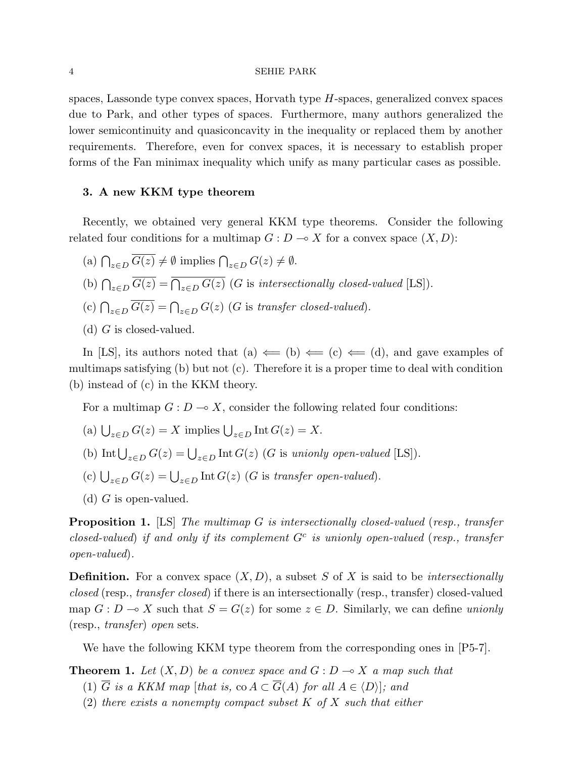spaces, Lassonde type convex spaces, Horvath type $H$-spaces, generalized convex spaces due to Park, and other types of spaces. Furthermore, many authors generalized the lower semicontinuity and quasiconcavity in the inequality or replaced them by another requirements. Therefore, even for convex spaces, it is necessary to establish proper forms of the Fan minimax inequality which unify as many particular cases as possible.

### 3. A new KKM type theorem

Recently, we obtained very general KKM type theorems. Consider the following related four conditions for a multimap $G : D \multimap X$ for a convex space $(X, D)$:

(a) $\bigcap_{z \in D} \overline{G(z)} \neq \emptyset$ implies $\bigcap_{z \in D} G(z) \neq \emptyset$.

(b) $\bigcap_{z \in D} \overline{G(z)} = \overline{\bigcap_{z \in D} G(z)}$ ($G$ is *intersectionally closed-valued* [LS]).

(c) $\bigcap_{z \in D} \overline{G(z)} = \bigcap_{z \in D} G(z)$ ($G$ is *transfer closed-valued*).

(d) $G$ is closed-valued.

In [LS], its authors noted that (a) $\Longleftarrow$ (b) $\Longleftarrow$ (c) $\Longleftarrow$ (d), and gave examples of multimaps satisfying (b) but not (c). Therefore it is a proper time to deal with condition (b) instead of (c) in the KKM theory.

For a multimap $G : D \multimap X$, consider the following related four conditions:

(a) $\bigcup_{z \in D} G(z) = X$ implies $\bigcup_{z \in D} \operatorname{Int} G(z) = X$.

(b) $\operatorname{Int} \bigcup_{z \in D} G(z) = \bigcup_{z \in D} \operatorname{Int} G(z)$ ($G$ is *unionly open-valued* [LS]).

(c) $\bigcup_{z \in D} G(z) = \bigcup_{z \in D} \operatorname{Int} G(z)$ ($G$ is *transfer open-valued*).

(d) $G$ is open-valued.

**Proposition 1.** [LS] *The multimap $G$ is intersectionally closed-valued* (*resp., transfer closed-valued*) *if and only if its complement $G^c$ is unionly open-valued* (*resp., transfer open-valued*).

**Definition.** For a convex space $(X, D)$, a subset $S$ of $X$ is said to be *intersectionally closed* (resp., *transfer closed*) if there is an intersectionally (resp., transfer) closed-valued map $G : D \multimap X$ such that $S = G(z)$ for some $z \in D$. Similarly, we can define *unionly* (resp., *transfer*) *open* sets.

We have the following KKM type theorem from the corresponding ones in [P5-7].

**Theorem 1.** *Let $(X, D)$ be a convex space and $G : D \multimap X$ a map such that*

(1) *$\overline{G}$ is a KKM map [that is, $\operatorname{co} A \subset \overline{G}(A)$ for all $A \in \langle D \rangle$]; and*

(2) *there exists a nonempty compact subset $K$ of $X$ such that either*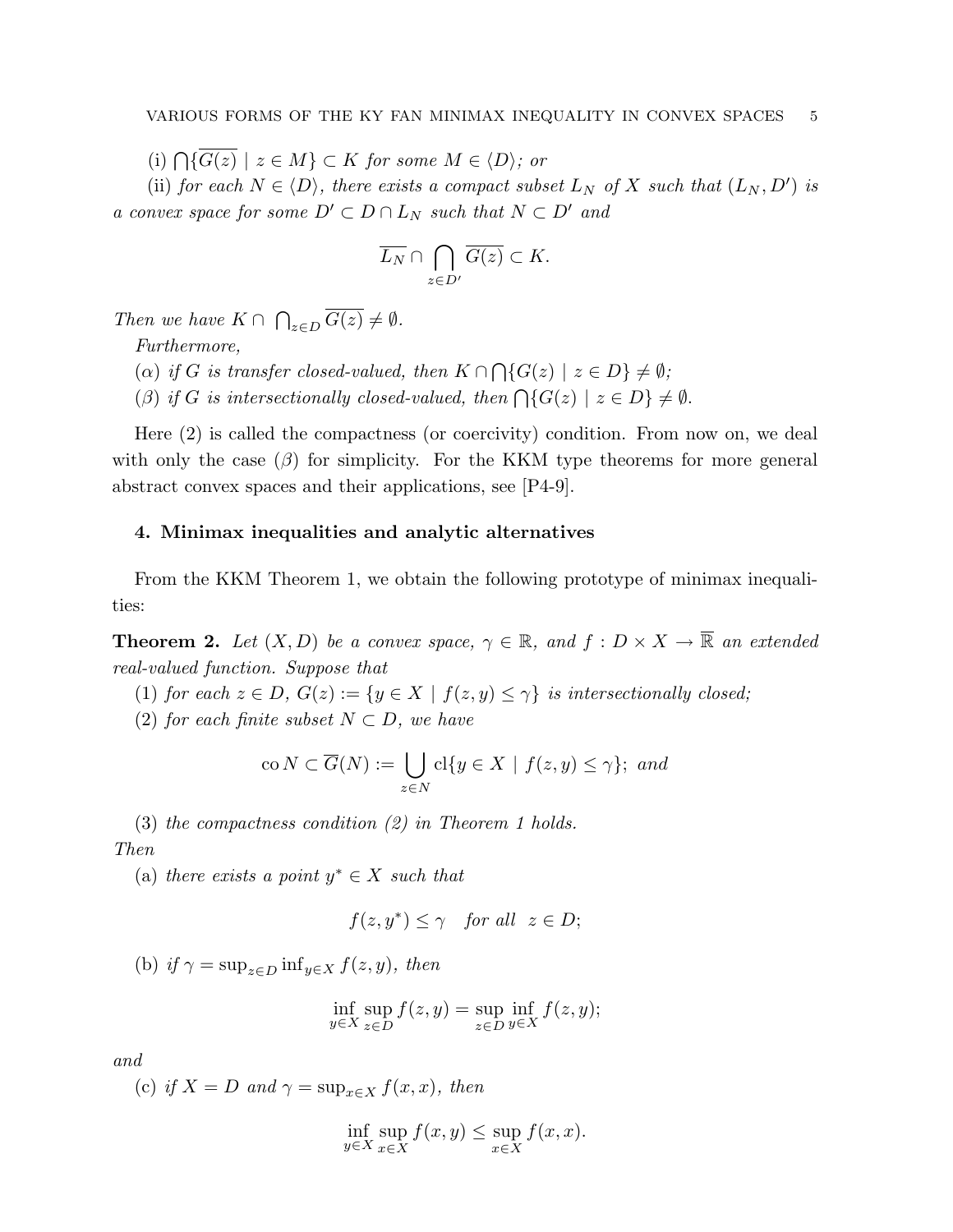(i) $\bigcap\{\overline{G(z)} \mid z \in M\} \subset K$ *for some* $M \in \langle D \rangle$*; or*

(ii) *for each* $N \in \langle D \rangle$*, there exists a compact subset* $L_N$ *of* $X$ *such that* $(L_N, D')$ *is a convex space for some* $D' \subset D \cap L_N$ *such that* $N \subset D'$ *and*

$$\overline{L_N} \cap \bigcap_{z \in D'} \overline{G(z)} \subset K.$$

*Then we have* $K \cap \bigcap_{z \in D} \overline{G(z)} \neq \emptyset$.

*Furthermore,*

($\alpha$) *if* $G$ *is transfer closed-valued, then* $K \cap \bigcap\{G(z) \mid z \in D\} \neq \emptyset$*;*

($\beta$) *if* $G$ *is intersectionally closed-valued, then* $\bigcap\{G(z) \mid z \in D\} \neq \emptyset$.

Here (2) is called the compactness (or coercivity) condition. From now on, we deal with only the case ($\beta$) for simplicity. For the KKM type theorems for more general abstract convex spaces and their applications, see [P4-9].

### 4. Minimax inequalities and analytic alternatives

From the KKM Theorem 1, we obtain the following prototype of minimax inequalities:

**Theorem 2.** *Let* $(X, D)$ *be a convex space,* $\gamma \in \mathbb{R}$*, and* $f : D \times X \to \overline{\mathbb{R}}$ *an extended real-valued function. Suppose that*

(1) *for each* $z \in D$*,* $G(z) := \{y \in X \mid f(z, y) \leq \gamma\}$ *is intersectionally closed;*

(2) *for each finite subset* $N \subset D$*, we have*

$$\operatorname{co} N \subset \overline{G}(N) := \bigcup_{z \in N} \operatorname{cl}\{y \in X \mid f(z, y) \leq \gamma\}; \text{ and}$$

(3) *the compactness condition (2) in Theorem 1 holds.*

*Then*

(a) *there exists a point* $y^* \in X$ *such that*

$$f(z, y^*) \leq \gamma \quad \text{for all} \quad z \in D;$$

(b) *if* $\gamma = \sup_{z \in D} \inf_{y \in X} f(z, y)$*, then*

$$\inf_{y \in X} \sup_{z \in D} f(z, y) = \sup_{z \in D} \inf_{y \in X} f(z, y);$$

*and*

(c) *if* $X = D$ *and* $\gamma = \sup_{x \in X} f(x, x)$*, then*

$$\inf_{y \in X} \sup_{x \in X} f(x, y) \leq \sup_{x \in X} f(x, x).$$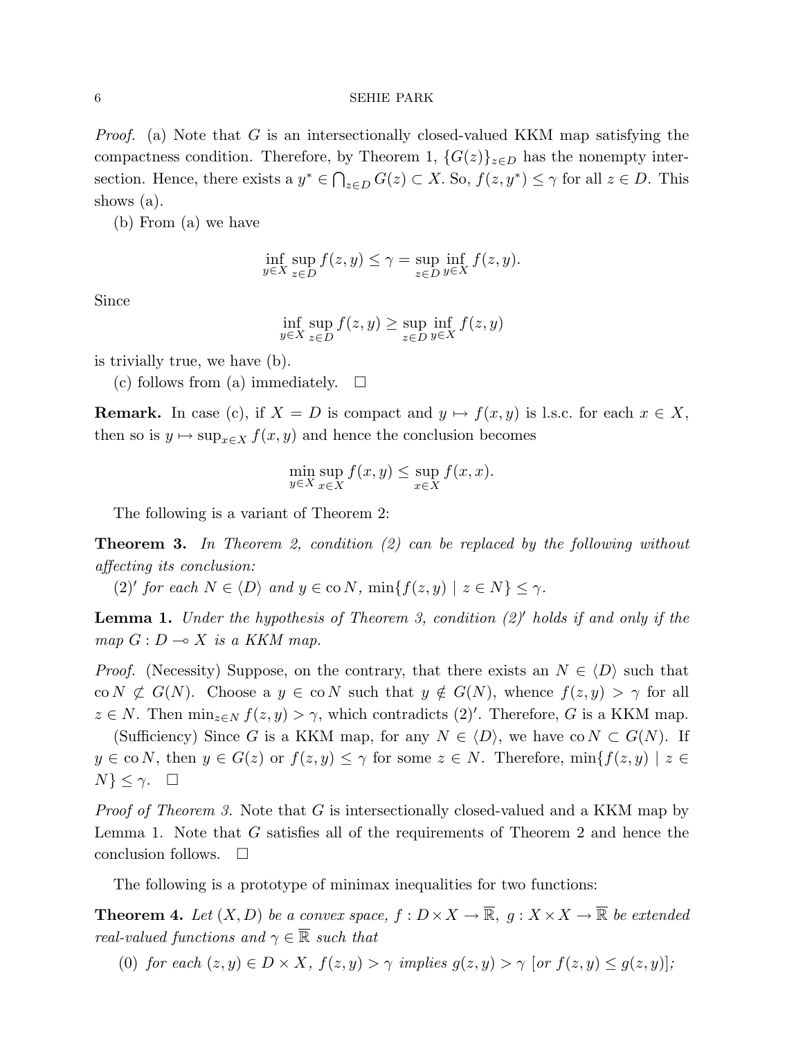*Proof.* (a) Note that $G$ is an intersectionally closed-valued KKM map satisfying the compactness condition. Therefore, by Theorem 1, $\{G(z)\}_{z\in D}$ has the nonempty intersection. Hence, there exists a $y^* \in \bigcap_{z\in D} G(z) \subset X$. So, $f(z, y^*) \le \gamma$ for all $z \in D$. This shows (a).

(b) From (a) we have

$$\inf_{y\in X} \sup_{z\in D} f(z,y) \le \gamma = \sup_{z\in D} \inf_{y\in X} f(z,y).$$

Since

$$\inf_{y\in X} \sup_{z\in D} f(z,y) \ge \sup_{z\in D} \inf_{y\in X} f(z,y)$$

is trivially true, we have (b).

(c) follows from (a) immediately. $\square$

**Remark.** In case (c), if $X = D$ is compact and $y \mapsto f(x,y)$ is l.s.c. for each $x \in X$, then so is $y \mapsto \sup_{x\in X} f(x,y)$ and hence the conclusion becomes

$$\min_{y\in X} \sup_{x\in X} f(x,y) \le \sup_{x\in X} f(x,x).$$

The following is a variant of Theorem 2:

**Theorem 3.** *In Theorem 2, condition (2) can be replaced by the following without affecting its conclusion:*

*(2)′ for each $N \in \langle D\rangle$ and $y \in \operatorname{co} N$, $\min\{f(z,y) \mid z \in N\} \le \gamma$.*

**Lemma 1.** *Under the hypothesis of Theorem 3, condition (2)′ holds if and only if the map $G : D \multimap X$ is a KKM map.*

*Proof.* (Necessity) Suppose, on the contrary, that there exists an $N \in \langle D\rangle$ such that $\operatorname{co} N \not\subset G(N)$. Choose a $y \in \operatorname{co} N$ such that $y \notin G(N)$, whence $f(z,y) > \gamma$ for all $z \in N$. Then $\min_{z\in N} f(z,y) > \gamma$, which contradicts (2)′. Therefore, $G$ is a KKM map.

(Sufficiency) Since $G$ is a KKM map, for any $N \in \langle D\rangle$, we have $\operatorname{co} N \subset G(N)$. If $y \in \operatorname{co} N$, then $y \in G(z)$ or $f(z,y) \le \gamma$ for some $z \in N$. Therefore, $\min\{f(z,y) \mid z \in N\} \le \gamma$. $\square$

*Proof of Theorem 3.* Note that $G$ is intersectionally closed-valued and a KKM map by Lemma 1. Note that $G$ satisfies all of the requirements of Theorem 2 and hence the conclusion follows. $\square$

The following is a prototype of minimax inequalities for two functions:

**Theorem 4.** *Let $(X, D)$ be a convex space, $f : D \times X \to \overline{\mathbb{R}}$, $g : X \times X \to \overline{\mathbb{R}}$ be extended real-valued functions and $\gamma \in \overline{\mathbb{R}}$ such that*

*(0) for each $(z,y) \in D \times X$, $f(z,y) > \gamma$ implies $g(z,y) > \gamma$ [or $f(z,y) \le g(z,y)$];*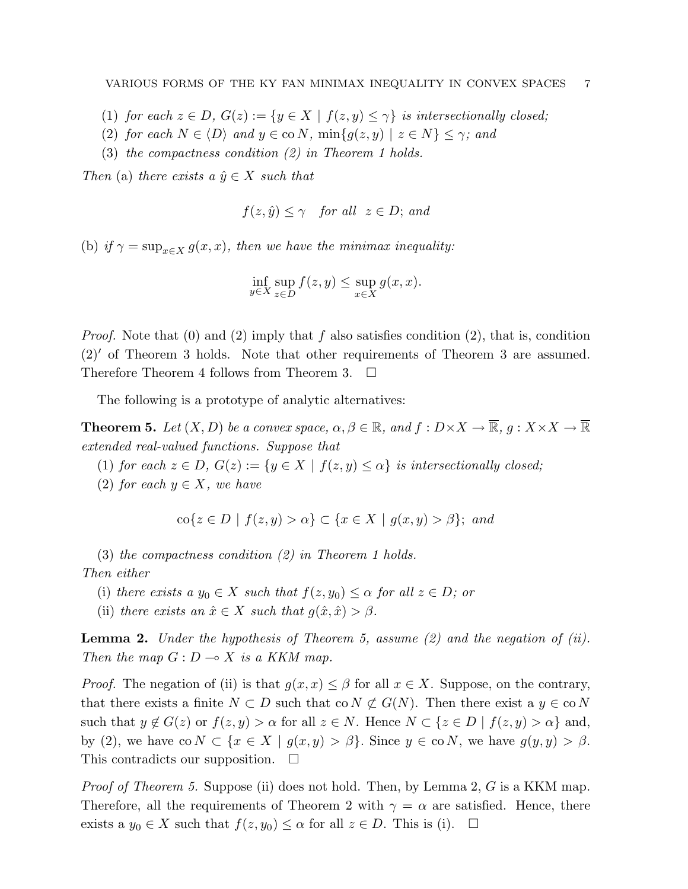(1) *for each* $z \in D$, $G(z) := \{y \in X \mid f(z,y) \leq \gamma\}$ *is intersectionally closed;*

(2) *for each* $N \in \langle D \rangle$ *and* $y \in \operatorname{co} N$, $\min\{g(z,y) \mid z \in N\} \leq \gamma$; *and*

(3) *the compactness condition (2) in Theorem 1 holds.*

*Then* (a) *there exists a* $\hat{y} \in X$ *such that*

$$f(z, \hat{y}) \leq \gamma \quad \text{for all} \;\; z \in D; \text{ and}$$

(b) *if* $\gamma = \sup_{x \in X} g(x,x)$, *then we have the minimax inequality:*

$$\inf_{y \in X} \sup_{z \in D} f(z,y) \leq \sup_{x \in X} g(x,x).$$

*Proof.* Note that (0) and (2) imply that $f$ also satisfies condition (2), that is, condition (2)$'$ of Theorem 3 holds. Note that other requirements of Theorem 3 are assumed. Therefore Theorem 4 follows from Theorem 3. $\square$

The following is a prototype of analytic alternatives:

**Theorem 5.** *Let* $(X, D)$ *be a convex space,* $\alpha, \beta \in \mathbb{R}$, *and* $f : D \times X \to \overline{\mathbb{R}}$, $g : X \times X \to \overline{\mathbb{R}}$ *extended real-valued functions. Suppose that*

(1) *for each* $z \in D$, $G(z) := \{y \in X \mid f(z,y) \leq \alpha\}$ *is intersectionally closed;*

(2) *for each* $y \in X$, *we have*

$$\operatorname{co}\{z \in D \mid f(z,y) > \alpha\} \subset \{x \in X \mid g(x,y) > \beta\}; \text{ and}$$

(3) *the compactness condition (2) in Theorem 1 holds.*

*Then either*

(i) *there exists a* $y_0 \in X$ *such that* $f(z, y_0) \leq \alpha$ *for all* $z \in D$; *or*

(ii) *there exists an* $\hat{x} \in X$ *such that* $g(\hat{x}, \hat{x}) > \beta$.

**Lemma 2.** *Under the hypothesis of Theorem 5, assume (2) and the negation of (ii). Then the map* $G : D \multimap X$ *is a KKM map.*

*Proof.* The negation of (ii) is that $g(x,x) \leq \beta$ for all $x \in X$. Suppose, on the contrary, that there exists a finite $N \subset D$ such that $\operatorname{co} N \not\subset G(N)$. Then there exist a $y \in \operatorname{co} N$ such that $y \notin G(z)$ or $f(z,y) > \alpha$ for all $z \in N$. Hence $N \subset \{z \in D \mid f(z,y) > \alpha\}$ and, by (2), we have $\operatorname{co} N \subset \{x \in X \mid g(x,y) > \beta\}$. Since $y \in \operatorname{co} N$, we have $g(y,y) > \beta$. This contradicts our supposition. $\square$

*Proof of Theorem 5.* Suppose (ii) does not hold. Then, by Lemma 2, $G$ is a KKM map. Therefore, all the requirements of Theorem 2 with $\gamma = \alpha$ are satisfied. Hence, there exists a $y_0 \in X$ such that $f(z, y_0) \leq \alpha$ for all $z \in D$. This is (i). $\square$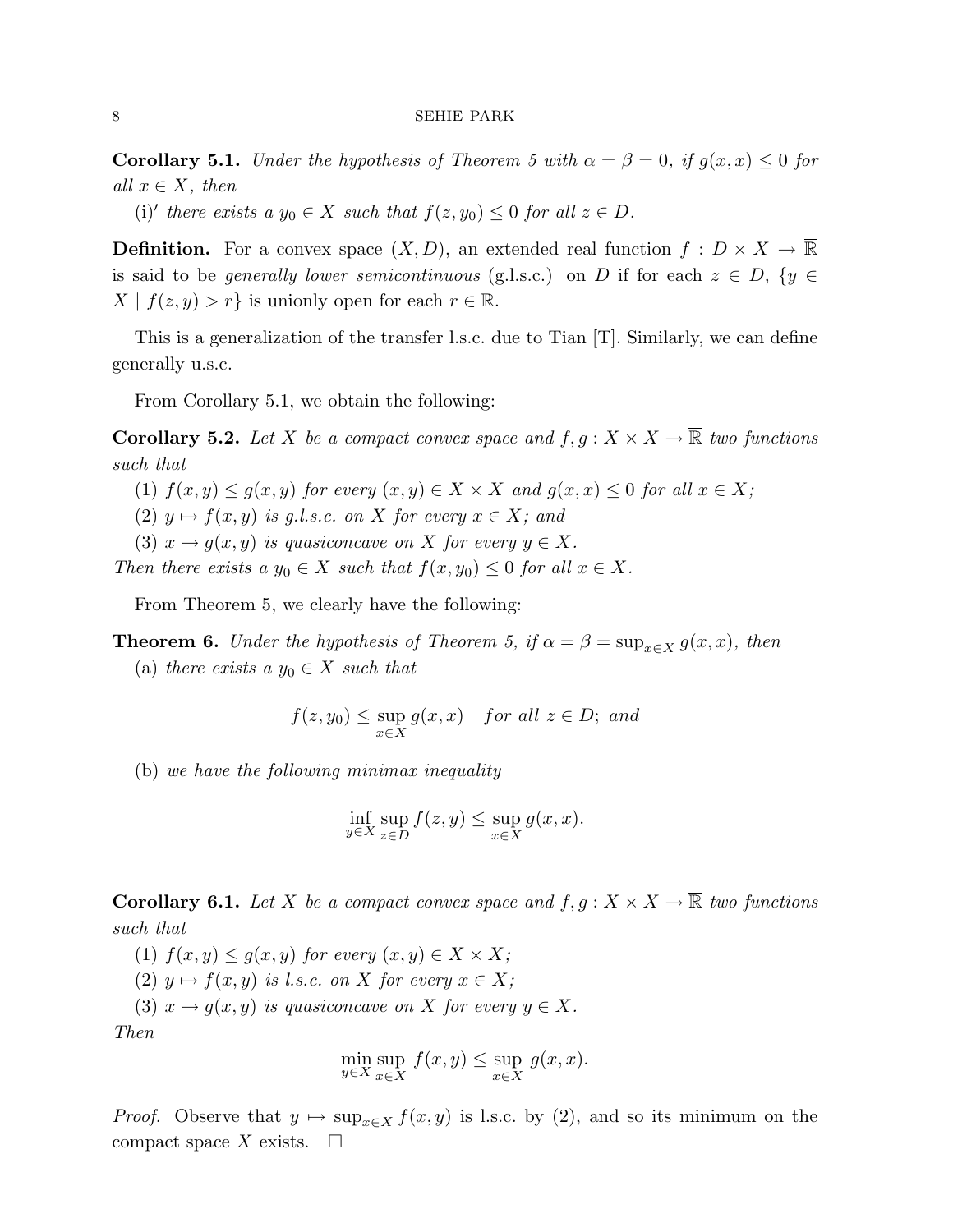**Corollary 5.1.** *Under the hypothesis of Theorem 5 with $\alpha = \beta = 0$, if $g(x,x) \leq 0$ for all $x \in X$, then*

(i)′ *there exists a $y_0 \in X$ such that $f(z, y_0) \leq 0$ for all $z \in D$.*

**Definition.** For a convex space $(X, D)$, an extended real function $f : D \times X \to \overline{\mathbb{R}}$ is said to be *generally lower semicontinuous* (g.l.s.c.) on $D$ if for each $z \in D$, $\{y \in X \mid f(z,y) > r\}$ is unionly open for each $r \in \overline{\mathbb{R}}$.

This is a generalization of the transfer l.s.c. due to Tian [T]. Similarly, we can define generally u.s.c.

From Corollary 5.1, we obtain the following:

**Corollary 5.2.** *Let $X$ be a compact convex space and $f, g : X \times X \to \overline{\mathbb{R}}$ two functions such that*

(1) *$f(x,y) \leq g(x,y)$ for every $(x,y) \in X \times X$ and $g(x,x) \leq 0$ for all $x \in X$;*

(2) *$y \mapsto f(x,y)$ is g.l.s.c. on $X$ for every $x \in X$; and*

(3) *$x \mapsto g(x,y)$ is quasiconcave on $X$ for every $y \in X$.*

*Then there exists a $y_0 \in X$ such that $f(x, y_0) \leq 0$ for all $x \in X$.*

From Theorem 5, we clearly have the following:

**Theorem 6.** *Under the hypothesis of Theorem 5, if $\alpha = \beta = \sup_{x \in X} g(x,x)$, then*

(a) *there exists a $y_0 \in X$ such that*

$$f(z, y_0) \leq \sup_{x \in X} g(x,x) \quad \text{for all } z \in D; \text{ and}$$

(b) *we have the following minimax inequality*

$$\inf_{y \in X} \sup_{z \in D} f(z,y) \leq \sup_{x \in X} g(x,x).$$

**Corollary 6.1.** *Let $X$ be a compact convex space and $f, g : X \times X \to \overline{\mathbb{R}}$ two functions such that*

(1) *$f(x,y) \leq g(x,y)$ for every $(x,y) \in X \times X$;*

(2) *$y \mapsto f(x,y)$ is l.s.c. on $X$ for every $x \in X$;*

(3) *$x \mapsto g(x,y)$ is quasiconcave on $X$ for every $y \in X$.*

*Then*

$$\min_{y \in X} \sup_{x \in X} f(x,y) \leq \sup_{x \in X} g(x,x).$$

*Proof.* Observe that $y \mapsto \sup_{x \in X} f(x,y)$ is l.s.c. by (2), and so its minimum on the compact space $X$ exists. $\square$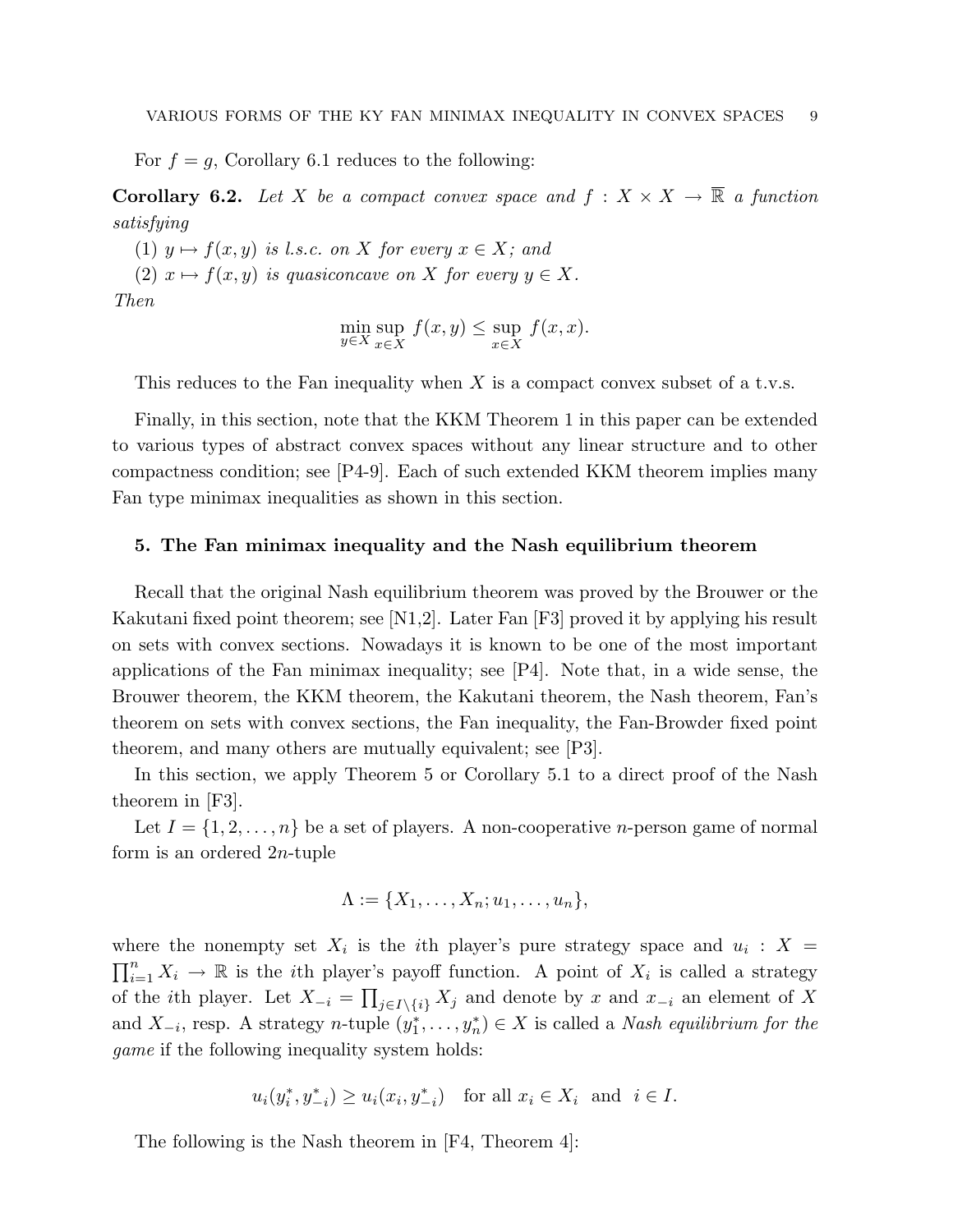For $f = g$, Corollary 6.1 reduces to the following:

**Corollary 6.2.** *Let $X$ be a compact convex space and $f : X \times X \to \overline{\mathbb{R}}$ a function satisfying*

(1) *$y \mapsto f(x, y)$ is l.s.c. on $X$ for every $x \in X$; and*

(2) *$x \mapsto f(x, y)$ is quasiconcave on $X$ for every $y \in X$.*

*Then*

$$\min_{y \in X} \sup_{x \in X} f(x, y) \leq \sup_{x \in X} f(x, x).$$

This reduces to the Fan inequality when $X$ is a compact convex subset of a t.v.s.

Finally, in this section, note that the KKM Theorem 1 in this paper can be extended to various types of abstract convex spaces without any linear structure and to other compactness condition; see [P4-9]. Each of such extended KKM theorem implies many Fan type minimax inequalities as shown in this section.

## 5. The Fan minimax inequality and the Nash equilibrium theorem

Recall that the original Nash equilibrium theorem was proved by the Brouwer or the Kakutani fixed point theorem; see [N1,2]. Later Fan [F3] proved it by applying his result on sets with convex sections. Nowadays it is known to be one of the most important applications of the Fan minimax inequality; see [P4]. Note that, in a wide sense, the Brouwer theorem, the KKM theorem, the Kakutani theorem, the Nash theorem, Fan's theorem on sets with convex sections, the Fan inequality, the Fan-Browder fixed point theorem, and many others are mutually equivalent; see [P3].

In this section, we apply Theorem 5 or Corollary 5.1 to a direct proof of the Nash theorem in [F3].

Let $I = \{1, 2, \ldots, n\}$ be a set of players. A non-cooperative $n$-person game of normal form is an ordered $2n$-tuple

$$\Lambda := \{X_1, \ldots, X_n; u_1, \ldots, u_n\},$$

where the nonempty set $X_i$ is the $i$th player's pure strategy space and $u_i : X = \prod_{i=1}^{n} X_i \to \mathbb{R}$ is the $i$th player's payoff function. A point of $X_i$ is called a strategy of the $i$th player. Let $X_{-i} = \prod_{j \in I \setminus \{i\}} X_j$ and denote by $x$ and $x_{-i}$ an element of $X$ and $X_{-i}$, resp. A strategy $n$-tuple $(y_1^*, \ldots, y_n^*) \in X$ is called a *Nash equilibrium for the game* if the following inequality system holds:

$$u_i(y_i^*, y_{-i}^*) \geq u_i(x_i, y_{-i}^*) \quad \text{for all } x_i \in X_i \text{ and } i \in I.$$

The following is the Nash theorem in [F4, Theorem 4]: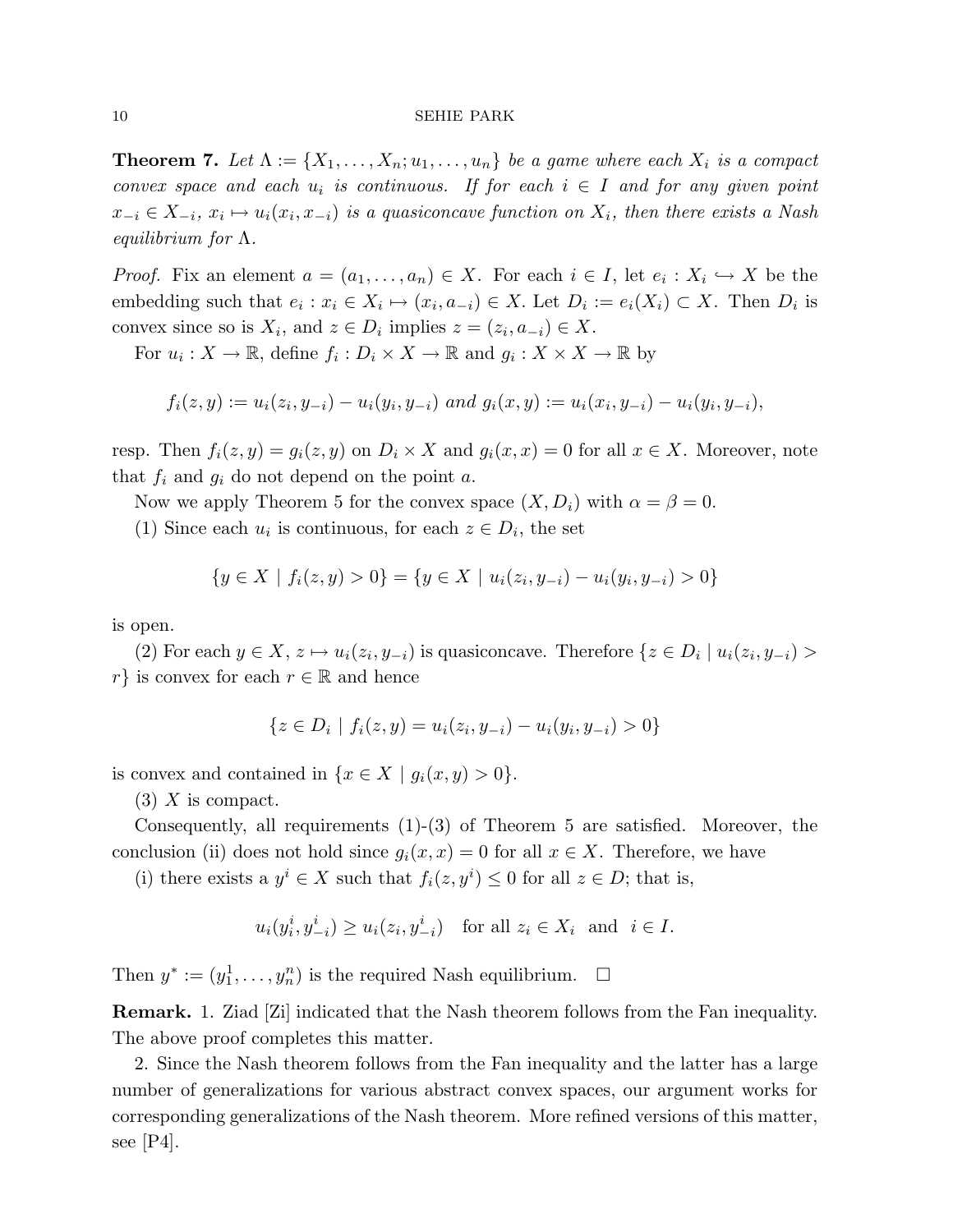**Theorem 7.** *Let $\Lambda := \{X_1, \ldots, X_n; u_1, \ldots, u_n\}$ be a game where each $X_i$ is a compact convex space and each $u_i$ is continuous. If for each $i \in I$ and for any given point $x_{-i} \in X_{-i}$, $x_i \mapsto u_i(x_i, x_{-i})$ is a quasiconcave function on $X_i$, then there exists a Nash equilibrium for $\Lambda$.*

*Proof.* Fix an element $a = (a_1, \ldots, a_n) \in X$. For each $i \in I$, let $e_i : X_i \hookrightarrow X$ be the embedding such that $e_i : x_i \in X_i \mapsto (x_i, a_{-i}) \in X$. Let $D_i := e_i(X_i) \subset X$. Then $D_i$ is convex since so is $X_i$, and $z \in D_i$ implies $z = (z_i, a_{-i}) \in X$.

For $u_i : X \to \mathbb{R}$, define $f_i : D_i \times X \to \mathbb{R}$ and $g_i : X \times X \to \mathbb{R}$ by

$$f_i(z, y) := u_i(z_i, y_{-i}) - u_i(y_i, y_{-i}) \text{ and } g_i(x, y) := u_i(x_i, y_{-i}) - u_i(y_i, y_{-i}),$$

resp. Then $f_i(z, y) = g_i(z, y)$ on $D_i \times X$ and $g_i(x, x) = 0$ for all $x \in X$. Moreover, note that $f_i$ and $g_i$ do not depend on the point $a$.

Now we apply Theorem 5 for the convex space $(X, D_i)$ with $\alpha = \beta = 0$.

(1) Since each $u_i$ is continuous, for each $z \in D_i$, the set

$$\{y \in X \mid f_i(z, y) > 0\} = \{y \in X \mid u_i(z_i, y_{-i}) - u_i(y_i, y_{-i}) > 0\}$$

is open.

(2) For each $y \in X$, $z \mapsto u_i(z_i, y_{-i})$ is quasiconcave. Therefore $\{z \in D_i \mid u_i(z_i, y_{-i}) > r\}$ is convex for each $r \in \mathbb{R}$ and hence

$$\{z \in D_i \mid f_i(z, y) = u_i(z_i, y_{-i}) - u_i(y_i, y_{-i}) > 0\}$$

is convex and contained in $\{x \in X \mid g_i(x, y) > 0\}$.

(3) $X$ is compact.

Consequently, all requirements (1)-(3) of Theorem 5 are satisfied. Moreover, the conclusion (ii) does not hold since $g_i(x, x) = 0$ for all $x \in X$. Therefore, we have

(i) there exists a $y^i \in X$ such that $f_i(z, y^i) \leq 0$ for all $z \in D$; that is,

$$u_i(y_i^i, y_{-i}^i) \geq u_i(z_i, y_{-i}^i) \quad \text{for all } z_i \in X_i \text{ and } i \in I.$$

Then $y^* := (y_1^1, \ldots, y_n^n)$ is the required Nash equilibrium. $\square$

**Remark.** 1. Ziad [Zi] indicated that the Nash theorem follows from the Fan inequality. The above proof completes this matter.

2. Since the Nash theorem follows from the Fan inequality and the latter has a large number of generalizations for various abstract convex spaces, our argument works for corresponding generalizations of the Nash theorem. More refined versions of this matter, see [P4].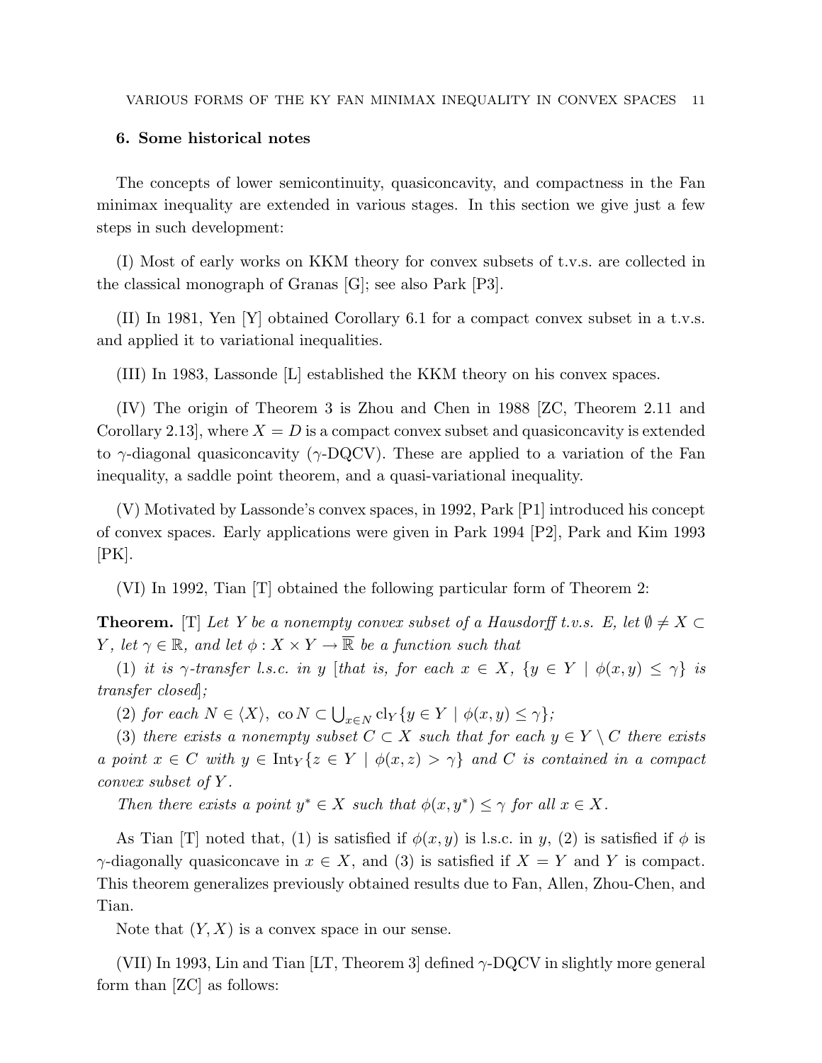## 6. Some historical notes

The concepts of lower semicontinuity, quasiconcavity, and compactness in the Fan minimax inequality are extended in various stages. In this section we give just a few steps in such development:

(I) Most of early works on KKM theory for convex subsets of t.v.s. are collected in the classical monograph of Granas [G]; see also Park [P3].

(II) In 1981, Yen [Y] obtained Corollary 6.1 for a compact convex subset in a t.v.s. and applied it to variational inequalities.

(III) In 1983, Lassonde [L] established the KKM theory on his convex spaces.

(IV) The origin of Theorem 3 is Zhou and Chen in 1988 [ZC, Theorem 2.11 and Corollary 2.13], where $X = D$ is a compact convex subset and quasiconcavity is extended to $\gamma$-diagonal quasiconcavity ($\gamma$-DQCV). These are applied to a variation of the Fan inequality, a saddle point theorem, and a quasi-variational inequality.

(V) Motivated by Lassonde's convex spaces, in 1992, Park [P1] introduced his concept of convex spaces. Early applications were given in Park 1994 [P2], Park and Kim 1993 [PK].

(VI) In 1992, Tian [T] obtained the following particular form of Theorem 2:

**Theorem.** [T] *Let $Y$ be a nonempty convex subset of a Hausdorff t.v.s. $E$, let $\emptyset \neq X \subset Y$, let $\gamma \in \mathbb{R}$, and let $\phi : X \times Y \to \overline{\mathbb{R}}$ be a function such that*

(1) *it is $\gamma$-transfer l.s.c. in $y$ [that is, for each $x \in X$, $\{y \in Y \mid \phi(x, y) \leq \gamma\}$ is transfer closed];*

(2) *for each $N \in \langle X \rangle$, $\operatorname{co} N \subset \bigcup_{x \in N} \operatorname{cl}_Y \{y \in Y \mid \phi(x, y) \leq \gamma\}$;*

(3) *there exists a nonempty subset $C \subset X$ such that for each $y \in Y \setminus C$ there exists a point $x \in C$ with $y \in \operatorname{Int}_Y \{z \in Y \mid \phi(x, z) > \gamma\}$ and $C$ is contained in a compact convex subset of $Y$.*

*Then there exists a point $y^* \in X$ such that $\phi(x, y^*) \leq \gamma$ for all $x \in X$.*

As Tian [T] noted that, (1) is satisfied if $\phi(x, y)$ is l.s.c. in $y$, (2) is satisfied if $\phi$ is $\gamma$-diagonally quasiconcave in $x \in X$, and (3) is satisfied if $X = Y$ and $Y$ is compact. This theorem generalizes previously obtained results due to Fan, Allen, Zhou-Chen, and Tian.

Note that $(Y, X)$ is a convex space in our sense.

(VII) In 1993, Lin and Tian [LT, Theorem 3] defined $\gamma$-DQCV in slightly more general form than [ZC] as follows: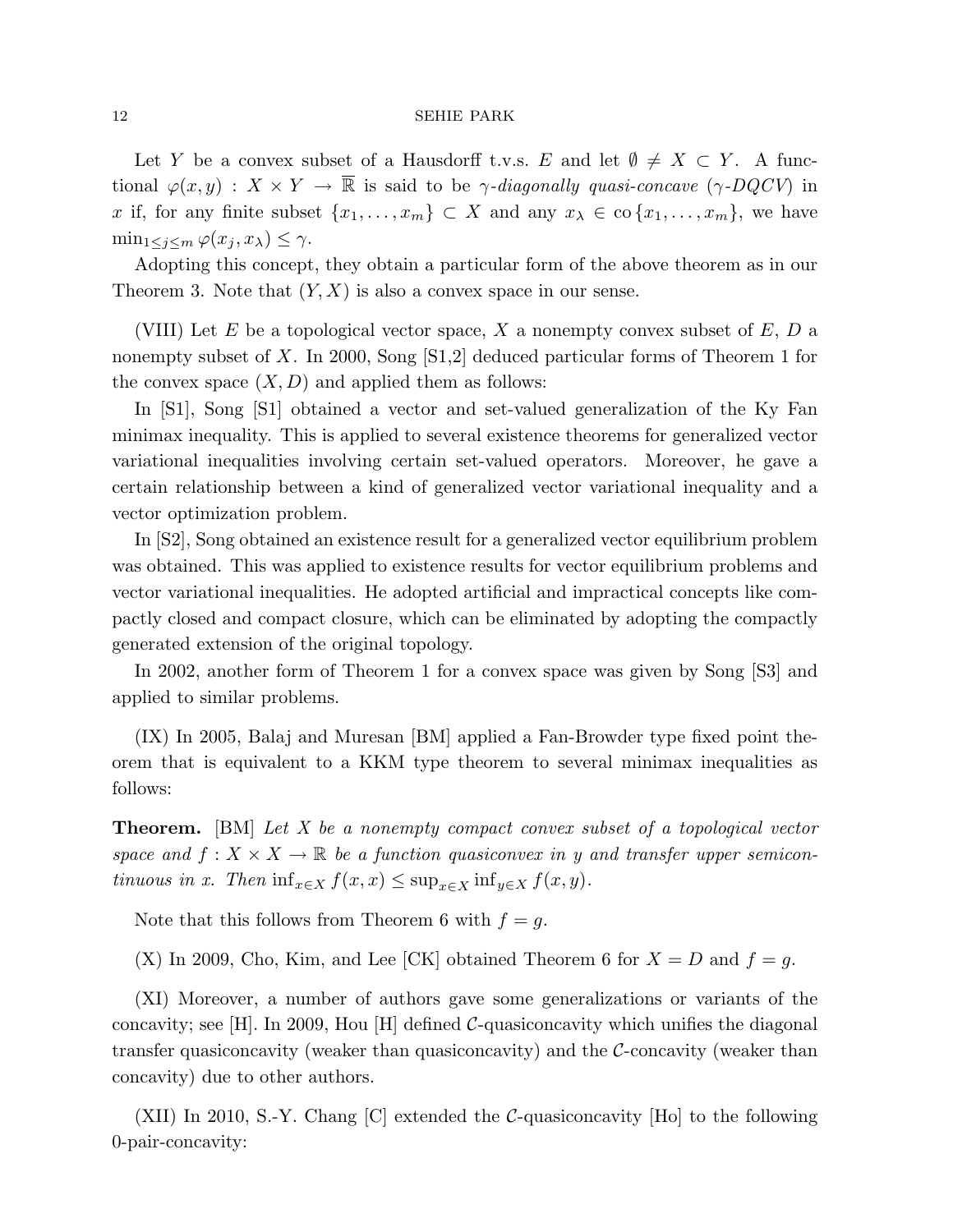Let $Y$ be a convex subset of a Hausdorff t.v.s. $E$ and let $\emptyset \neq X \subset Y$. A functional $\varphi(x,y) : X \times Y \to \overline{\mathbb{R}}$ is said to be *$\gamma$-diagonally quasi-concave* (*$\gamma$-DQCV*) in $x$ if, for any finite subset $\{x_1, \ldots, x_m\} \subset X$ and any $x_\lambda \in \operatorname{co}\{x_1, \ldots, x_m\}$, we have $\min_{1 \leq j \leq m} \varphi(x_j, x_\lambda) \leq \gamma$.

Adopting this concept, they obtain a particular form of the above theorem as in our Theorem 3. Note that $(Y, X)$ is also a convex space in our sense.

(VIII) Let $E$ be a topological vector space, $X$ a nonempty convex subset of $E$, $D$ a nonempty subset of $X$. In 2000, Song [S1,2] deduced particular forms of Theorem 1 for the convex space $(X, D)$ and applied them as follows:

In [S1], Song [S1] obtained a vector and set-valued generalization of the Ky Fan minimax inequality. This is applied to several existence theorems for generalized vector variational inequalities involving certain set-valued operators. Moreover, he gave a certain relationship between a kind of generalized vector variational inequality and a vector optimization problem.

In [S2], Song obtained an existence result for a generalized vector equilibrium problem was obtained. This was applied to existence results for vector equilibrium problems and vector variational inequalities. He adopted artificial and impractical concepts like compactly closed and compact closure, which can be eliminated by adopting the compactly generated extension of the original topology.

In 2002, another form of Theorem 1 for a convex space was given by Song [S3] and applied to similar problems.

(IX) In 2005, Balaj and Muresan [BM] applied a Fan-Browder type fixed point theorem that is equivalent to a KKM type theorem to several minimax inequalities as follows:

**Theorem.** [BM] *Let $X$ be a nonempty compact convex subset of a topological vector space and $f : X \times X \to \mathbb{R}$ be a function quasiconvex in $y$ and transfer upper semicontinuous in $x$. Then* $\inf_{x \in X} f(x,x) \leq \sup_{x \in X} \inf_{y \in X} f(x,y)$.

Note that this follows from Theorem 6 with $f = g$.

(X) In 2009, Cho, Kim, and Lee [CK] obtained Theorem 6 for $X = D$ and $f = g$.

(XI) Moreover, a number of authors gave some generalizations or variants of the concavity; see [H]. In 2009, Hou [H] defined $\mathcal{C}$-quasiconcavity which unifies the diagonal transfer quasiconcavity (weaker than quasiconcavity) and the $\mathcal{C}$-concavity (weaker than concavity) due to other authors.

(XII) In 2010, S.-Y. Chang [C] extended the $\mathcal{C}$-quasiconcavity [Ho] to the following 0-pair-concavity: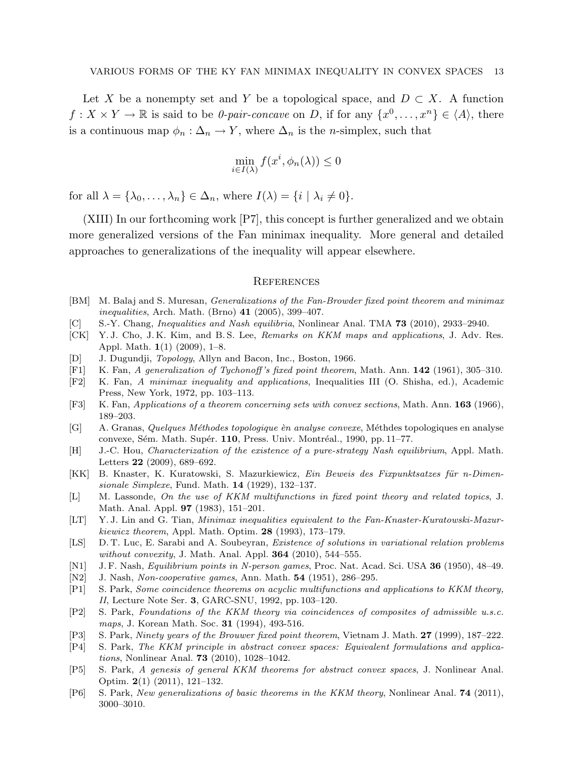Let $X$ be a nonempty set and $Y$ be a topological space, and $D \subset X$. A function $f : X \times Y \to \mathbb{R}$ is said to be *0-pair-concave* on $D$, if for any $\{x^0, \ldots, x^n\} \in \langle A \rangle$, there is a continuous map $\phi_n : \Delta_n \to Y$, where $\Delta_n$ is the $n$-simplex, such that

$$\min_{i \in I(\lambda)} f(x^i, \phi_n(\lambda)) \leq 0$$

for all $\lambda = \{\lambda_0, \ldots, \lambda_n\} \in \Delta_n$, where $I(\lambda) = \{i \mid \lambda_i \neq 0\}$.

(XIII) In our forthcoming work [P7], this concept is further generalized and we obtain more generalized versions of the Fan minimax inequality. More general and detailed approaches to generalizations of the inequality will appear elsewhere.

## References

- [BM] M. Balaj and S. Muresan, *Generalizations of the Fan-Browder fixed point theorem and minimax inequalities*, Arch. Math. (Brno) **41** (2005), 399–407.
- [C] S.-Y. Chang, *Inequalities and Nash equilibria*, Nonlinear Anal. TMA **73** (2010), 2933–2940.
- [CK] Y. J. Cho, J. K. Kim, and B. S. Lee, *Remarks on KKM maps and applications*, J. Adv. Res. Appl. Math. **1**(1) (2009), 1–8.
- [D] J. Dugundji, *Topology*, Allyn and Bacon, Inc., Boston, 1966.
- [F1] K. Fan, *A generalization of Tychonoff's fixed point theorem*, Math. Ann. **142** (1961), 305–310.
- [F2] K. Fan, *A minimax inequality and applications*, Inequalities III (O. Shisha, ed.), Academic Press, New York, 1972, pp. 103–113.
- [F3] K. Fan, *Applications of a theorem concerning sets with convex sections*, Math. Ann. **163** (1966), 189–203.
- [G] A. Granas, *Quelques Méthodes topologique èn analyse convexe*, Méthdes topologiques en analyse convexe, Sém. Math. Supér. **110**, Press. Univ. Montréal., 1990, pp. 11–77.
- [H] J.-C. Hou, *Characterization of the existence of a pure-strategy Nash equilibrium*, Appl. Math. Letters **22** (2009), 689–692.
- [KK] B. Knaster, K. Kuratowski, S. Mazurkiewicz, *Ein Beweis des Fixpunktsatzes für n-Dimensionale Simplexe*, Fund. Math. **14** (1929), 132–137.
- [L] M. Lassonde, *On the use of KKM multifunctions in fixed point theory and related topics*, J. Math. Anal. Appl. **97** (1983), 151–201.
- [LT] Y. J. Lin and G. Tian, *Minimax inequalities equivalent to the Fan-Knaster-Kuratowski-Mazurkiewicz theorem*, Appl. Math. Optim. **28** (1993), 173–179.
- [LS] D. T. Luc, E. Sarabi and A. Soubeyran, *Existence of solutions in variational relation problems without convexity*, J. Math. Anal. Appl. **364** (2010), 544–555.
- [N1] J. F. Nash, *Equilibrium points in N-person games*, Proc. Nat. Acad. Sci. USA **36** (1950), 48–49.
- [N2] J. Nash, *Non-cooperative games*, Ann. Math. **54** (1951), 286–295.
- [P1] S. Park, *Some coincidence theorems on acyclic multifunctions and applications to KKM theory, II*, Lecture Note Ser. **3**, GARC-SNU, 1992, pp. 103–120.
- [P2] S. Park, *Foundations of the KKM theory via coincidences of composites of admissible u.s.c. maps*, J. Korean Math. Soc. **31** (1994), 493-516.
- [P3] S. Park, *Ninety years of the Brouwer fixed point theorem*, Vietnam J. Math. **27** (1999), 187–222.
- [P4] S. Park, *The KKM principle in abstract convex spaces: Equivalent formulations and applications*, Nonlinear Anal. **73** (2010), 1028–1042.
- [P5] S. Park, *A genesis of general KKM theorems for abstract convex spaces*, J. Nonlinear Anal. Optim. **2**(1) (2011), 121–132.
- [P6] S. Park, *New generalizations of basic theorems in the KKM theory*, Nonlinear Anal. **74** (2011), 3000–3010.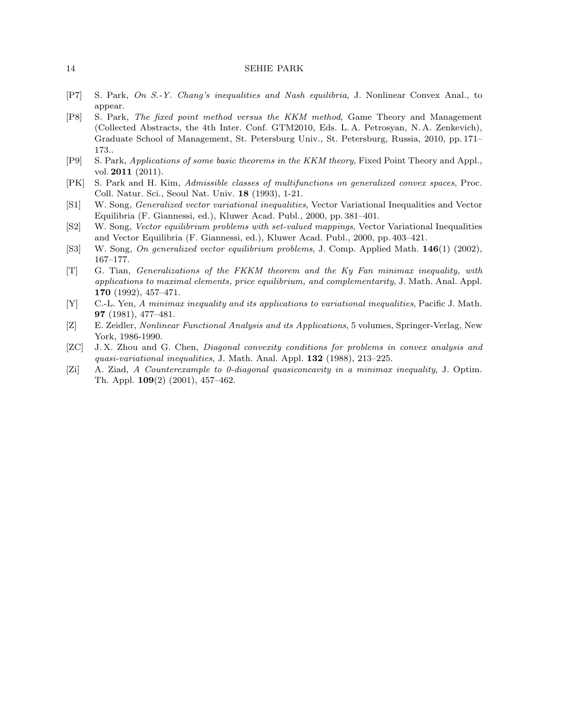[P7] S. Park, *On S.-Y. Chang's inequalities and Nash equilibria*, J. Nonlinear Convex Anal., to appear.

[P8] S. Park, *The fixed point method versus the KKM method*, Game Theory and Management (Collected Abstracts, the 4th Inter. Conf. GTM2010, Eds. L. A. Petrosyan, N. A. Zenkevich), Graduate School of Management, St. Petersburg Univ., St. Petersburg, Russia, 2010, pp. 171–173..

[P9] S. Park, *Applications of some basic theorems in the KKM theory*, Fixed Point Theory and Appl., vol. **2011** (2011).

[PK] S. Park and H. Kim, *Admissible classes of multifunctions on generalized convex spaces*, Proc. Coll. Natur. Sci., Seoul Nat. Univ. **18** (1993), 1-21.

[S1] W. Song, *Generalized vector variational inequalities*, Vector Variational Inequalities and Vector Equilibria (F. Giannessi, ed.), Kluwer Acad. Publ., 2000, pp. 381–401.

[S2] W. Song, *Vector equilibrium problems with set-valued mappings*, Vector Variational Inequalities and Vector Equilibria (F. Giannessi, ed.), Kluwer Acad. Publ., 2000, pp. 403–421.

[S3] W. Song, *On generalized vector equilibrium problems*, J. Comp. Applied Math. **146**(1) (2002), 167–177.

[T] G. Tian, *Generalizations of the FKKM theorem and the Ky Fan minimax inequality, with applications to maximal elements, price equilibrium, and complementarity*, J. Math. Anal. Appl. **170** (1992), 457–471.

[Y] C.-L. Yen, *A minimax inequality and its applications to variational inequalities*, Pacific J. Math. **97** (1981), 477–481.

[Z] E. Zeidler, *Nonlinear Functional Analysis and its Applications*, 5 volumes, Springer-Verlag, New York, 1986-1990.

[ZC] J. X. Zhou and G. Chen, *Diagonal convexity conditions for problems in convex analysis and quasi-variational inequalities*, J. Math. Anal. Appl. **132** (1988), 213–225.

[Zi] A. Ziad, *A Counterexample to 0-diagonal quasiconcavity in a minimax inequality*, J. Optim. Th. Appl. **109**(2) (2001), 457–462.